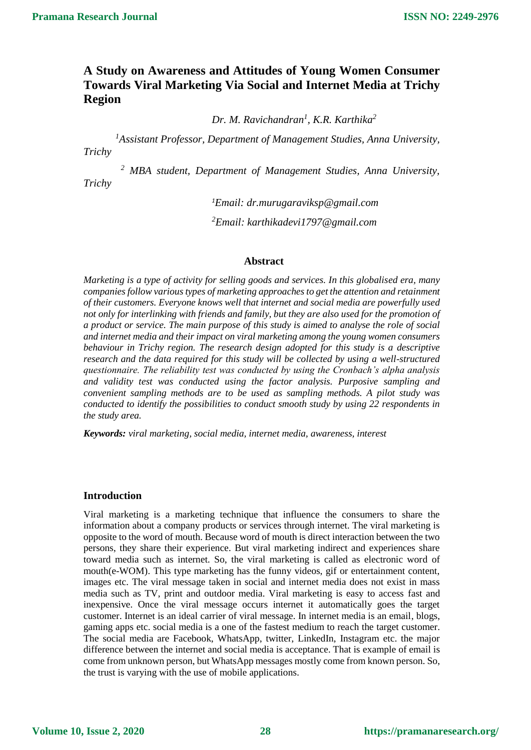# A Study on Awareness and Attitudes of Young Women Consumer Towards Viral Marketing Via Social and Internet Media at Trichy Region

*Dr. M. Ravichandran[1], K.R. Karthika[2]*

*[1]Assistant Professor, Department of Management Studies, Anna University, Trichy*

*[2] MBA student, Department of Management Studies, Anna University, Trichy*

*[1]Email: dr.murugaraviksp@gmail.com*

*[2]Email: karthikadevi1797@gmail.com*

## Abstract

*Marketing is a type of activity for selling goods and services. In this globalised era, many companies follow various types of marketing approaches to get the attention and retainment of their customers. Everyone knows well that internet and social media are powerfully used not only for interlinking with friends and family, but they are also used for the promotion of a product or service. The main purpose of this study is aimed to analyse the role of social and internet media and their impact on viral marketing among the young women consumers behaviour in Trichy region. The research design adopted for this study is a descriptive research and the data required for this study will be collected by using a well-structured questionnaire. The reliability test was conducted by using the Cronbach's alpha analysis and validity test was conducted using the factor analysis. Purposive sampling and convenient sampling methods are to be used as sampling methods. A pilot study was conducted to identify the possibilities to conduct smooth study by using 22 respondents in the study area.*

***Keywords:*** *viral marketing, social media, internet media, awareness, interest*

## Introduction

Viral marketing is a marketing technique that influence the consumers to share the information about a company products or services through internet. The viral marketing is opposite to the word of mouth. Because word of mouth is direct interaction between the two persons, they share their experience. But viral marketing indirect and experiences share toward media such as internet. So, the viral marketing is called as electronic word of mouth(e-WOM). This type marketing has the funny videos, gif or entertainment content, images etc. The viral message taken in social and internet media does not exist in mass media such as TV, print and outdoor media. Viral marketing is easy to access fast and inexpensive. Once the viral message occurs internet it automatically goes the target customer. Internet is an ideal carrier of viral message. In internet media is an email, blogs, gaming apps etc. social media is a one of the fastest medium to reach the target customer. The social media are Facebook, WhatsApp, twitter, LinkedIn, Instagram etc. the major difference between the internet and social media is acceptance. That is example of email is come from unknown person, but WhatsApp messages mostly come from known person. So, the trust is varying with the use of mobile applications.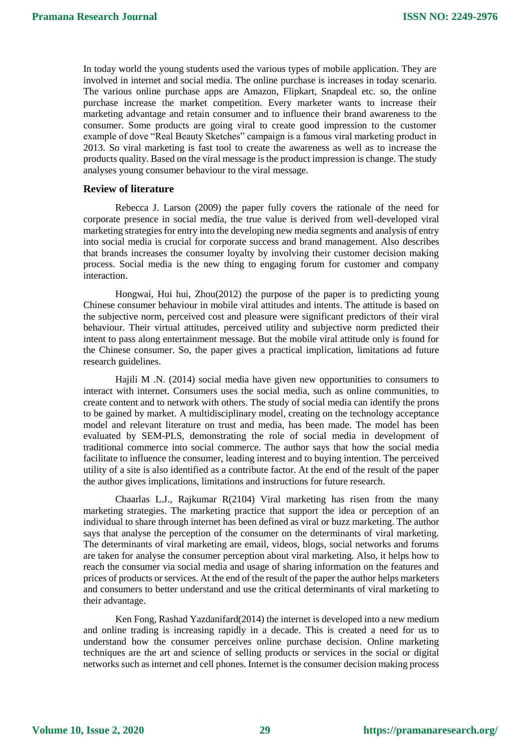In today world the young students used the various types of mobile application. They are involved in internet and social media. The online purchase is increases in today scenario. The various online purchase apps are Amazon, Flipkart, Snapdeal etc. so, the online purchase increase the market competition. Every marketer wants to increase their marketing advantage and retain consumer and to influence their brand awareness to the consumer. Some products are going viral to create good impression to the customer example of dove "Real Beauty Sketches" campaign is a famous viral marketing product in 2013. So viral marketing is fast tool to create the awareness as well as to increase the products quality. Based on the viral message is the product impression is change. The study analyses young consumer behaviour to the viral message.

## Review of literature

Rebecca J. Larson (2009) the paper fully covers the rationale of the need for corporate presence in social media, the true value is derived from well-developed viral marketing strategies for entry into the developing new media segments and analysis of entry into social media is crucial for corporate success and brand management. Also describes that brands increases the consumer loyalty by involving their customer decision making process. Social media is the new thing to engaging forum for customer and company interaction.

Hongwai, Hui hui, Zhou(2012) the purpose of the paper is to predicting young Chinese consumer behaviour in mobile viral attitudes and intents. The attitude is based on the subjective norm, perceived cost and pleasure were significant predictors of their viral behaviour. Their virtual attitudes, perceived utility and subjective norm predicted their intent to pass along entertainment message. But the mobile viral attitude only is found for the Chinese consumer. So, the paper gives a practical implication, limitations ad future research guidelines.

Hajili M .N. (2014) social media have given new opportunities to consumers to interact with internet. Consumers uses the social media, such as online communities, to create content and to network with others. The study of social media can identify the prons to be gained by market. A multidisciplinary model, creating on the technology acceptance model and relevant literature on trust and media, has been made. The model has been evaluated by SEM-PLS, demonstrating the role of social media in development of traditional commerce into social commerce. The author says that how the social media facilitate to influence the consumer, leading interest and to buying intention. The perceived utility of a site is also identified as a contribute factor. At the end of the result of the paper the author gives implications, limitations and instructions for future research.

Chaarlas L.J., Rajkumar R(2104) Viral marketing has risen from the many marketing strategies. The marketing practice that support the idea or perception of an individual to share through internet has been defined as viral or buzz marketing. The author says that analyse the perception of the consumer on the determinants of viral marketing. The determinants of viral marketing are email, videos, blogs, social networks and forums are taken for analyse the consumer perception about viral marketing. Also, it helps how to reach the consumer via social media and usage of sharing information on the features and prices of products or services. At the end of the result of the paper the author helps marketers and consumers to better understand and use the critical determinants of viral marketing to their advantage.

Ken Fong, Rashad Yazdanifard(2014) the internet is developed into a new medium and online trading is increasing rapidly in a decade. This is created a need for us to understand how the consumer perceives online purchase decision. Online marketing techniques are the art and science of selling products or services in the social or digital networks such as internet and cell phones. Internet is the consumer decision making process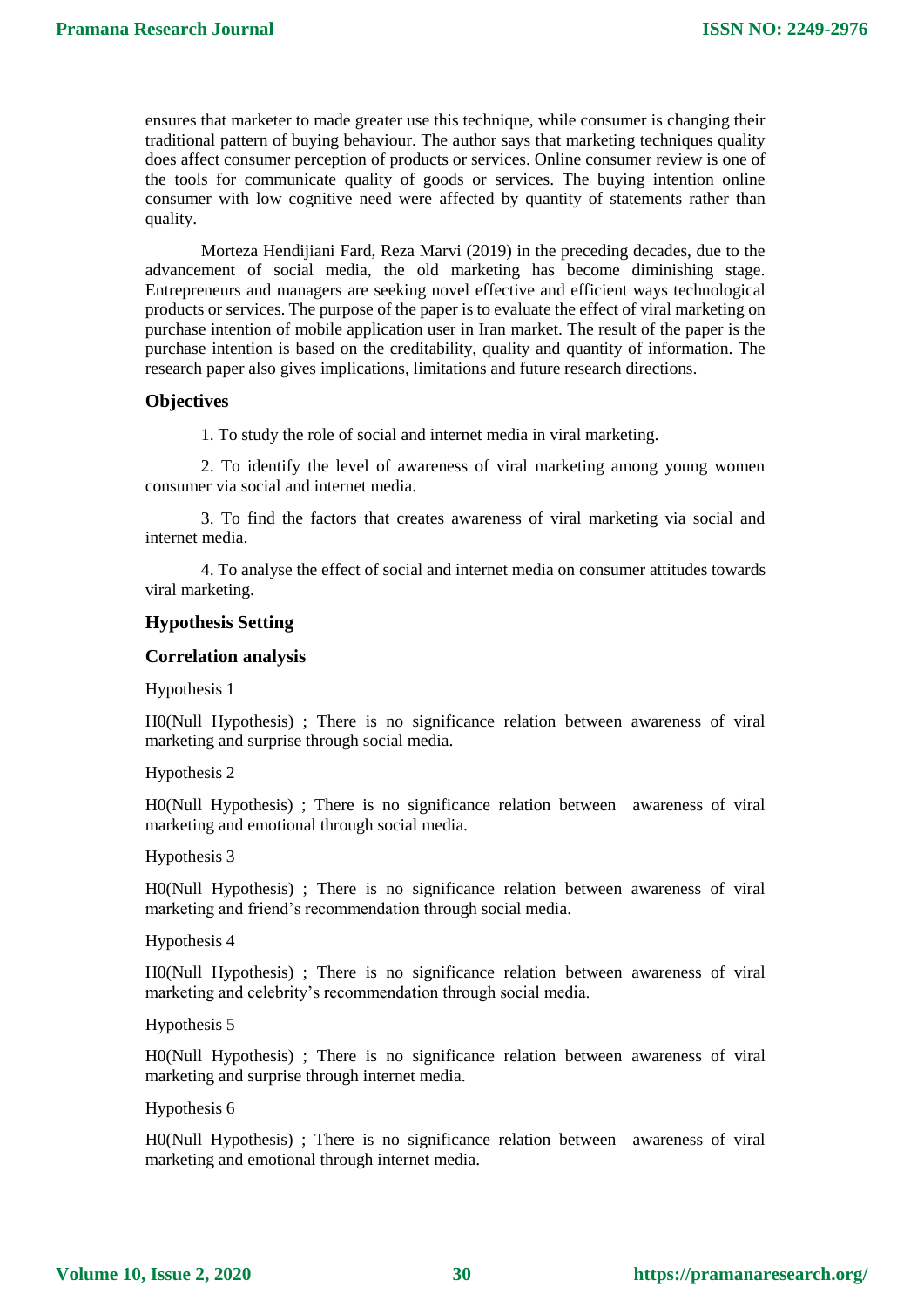ensures that marketer to made greater use this technique, while consumer is changing their traditional pattern of buying behaviour. The author says that marketing techniques quality does affect consumer perception of products or services. Online consumer review is one of the tools for communicate quality of goods or services. The buying intention online consumer with low cognitive need were affected by quantity of statements rather than quality.

Morteza Hendijiani Fard, Reza Marvi (2019) in the preceding decades, due to the advancement of social media, the old marketing has become diminishing stage. Entrepreneurs and managers are seeking novel effective and efficient ways technological products or services. The purpose of the paper is to evaluate the effect of viral marketing on purchase intention of mobile application user in Iran market. The result of the paper is the purchase intention is based on the creditability, quality and quantity of information. The research paper also gives implications, limitations and future research directions.

### Objectives

1. To study the role of social and internet media in viral marketing.

2. To identify the level of awareness of viral marketing among young women consumer via social and internet media.

3. To find the factors that creates awareness of viral marketing via social and internet media.

4. To analyse the effect of social and internet media on consumer attitudes towards viral marketing.

### Hypothesis Setting

### Correlation analysis

Hypothesis 1

H0(Null Hypothesis) ; There is no significance relation between awareness of viral marketing and surprise through social media.

Hypothesis 2

H0(Null Hypothesis) ; There is no significance relation between awareness of viral marketing and emotional through social media.

Hypothesis 3

H0(Null Hypothesis) ; There is no significance relation between awareness of viral marketing and friend's recommendation through social media.

Hypothesis 4

H0(Null Hypothesis) ; There is no significance relation between awareness of viral marketing and celebrity's recommendation through social media.

Hypothesis 5

H0(Null Hypothesis) ; There is no significance relation between awareness of viral marketing and surprise through internet media.

Hypothesis 6

H0(Null Hypothesis) ; There is no significance relation between awareness of viral marketing and emotional through internet media.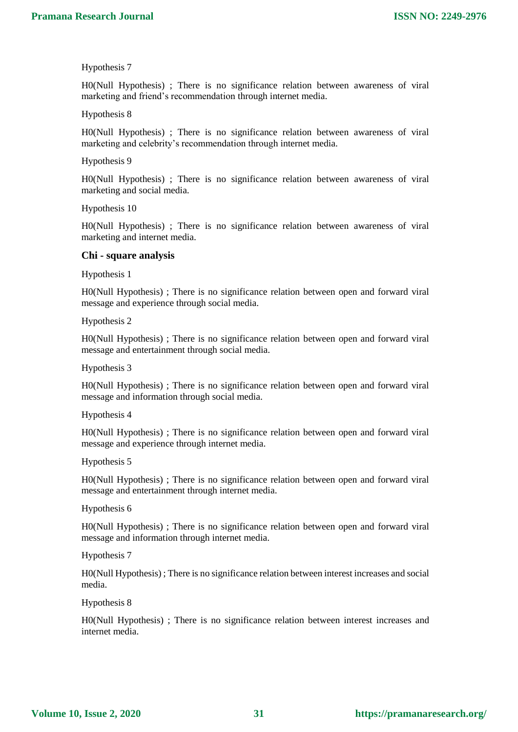Hypothesis 7

H0(Null Hypothesis) ; There is no significance relation between awareness of viral marketing and friend's recommendation through internet media.

Hypothesis 8

H0(Null Hypothesis) ; There is no significance relation between awareness of viral marketing and celebrity's recommendation through internet media.

Hypothesis 9

H0(Null Hypothesis) ; There is no significance relation between awareness of viral marketing and social media.

Hypothesis 10

H0(Null Hypothesis) ; There is no significance relation between awareness of viral marketing and internet media.

**Chi - square analysis**

Hypothesis 1

H0(Null Hypothesis) ; There is no significance relation between open and forward viral message and experience through social media.

Hypothesis 2

H0(Null Hypothesis) ; There is no significance relation between open and forward viral message and entertainment through social media.

Hypothesis 3

H0(Null Hypothesis) ; There is no significance relation between open and forward viral message and information through social media.

Hypothesis 4

H0(Null Hypothesis) ; There is no significance relation between open and forward viral message and experience through internet media.

Hypothesis 5

H0(Null Hypothesis) ; There is no significance relation between open and forward viral message and entertainment through internet media.

Hypothesis 6

H0(Null Hypothesis) ; There is no significance relation between open and forward viral message and information through internet media.

Hypothesis 7

H0(Null Hypothesis) ; There is no significance relation between interest increases and social media.

Hypothesis 8

H0(Null Hypothesis) ; There is no significance relation between interest increases and internet media.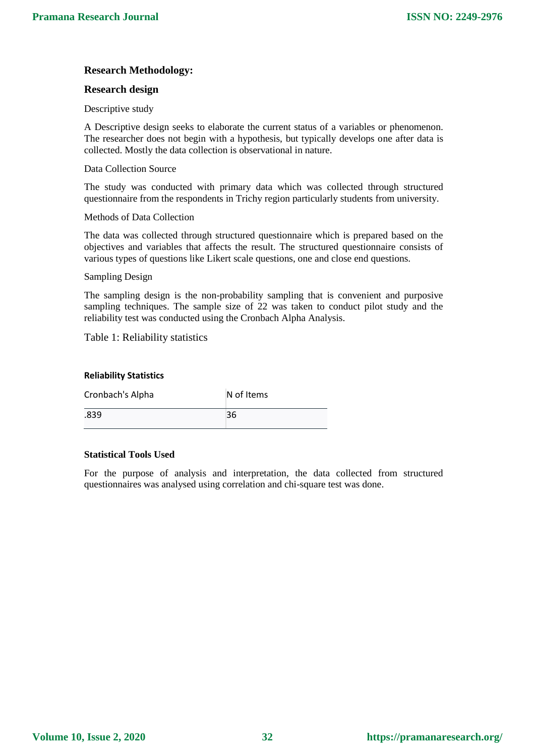## Research Methodology:

### Research design

Descriptive study

A Descriptive design seeks to elaborate the current status of a variables or phenomenon. The researcher does not begin with a hypothesis, but typically develops one after data is collected. Mostly the data collection is observational in nature.

Data Collection Source

The study was conducted with primary data which was collected through structured questionnaire from the respondents in Trichy region particularly students from university.

Methods of Data Collection

The data was collected through structured questionnaire which is prepared based on the objectives and variables that affects the result. The structured questionnaire consists of various types of questions like Likert scale questions, one and close end questions.

Sampling Design

The sampling design is the non-probability sampling that is convenient and purposive sampling techniques. The sample size of 22 was taken to conduct pilot study and the reliability test was conducted using the Cronbach Alpha Analysis.

Table 1: Reliability statistics

**Reliability Statistics**

| Cronbach's Alpha | N of Items |
|---|---|
| .839 | 36 |

**Statistical Tools Used**

For the purpose of analysis and interpretation, the data collected from structured questionnaires was analysed using correlation and chi-square test was done.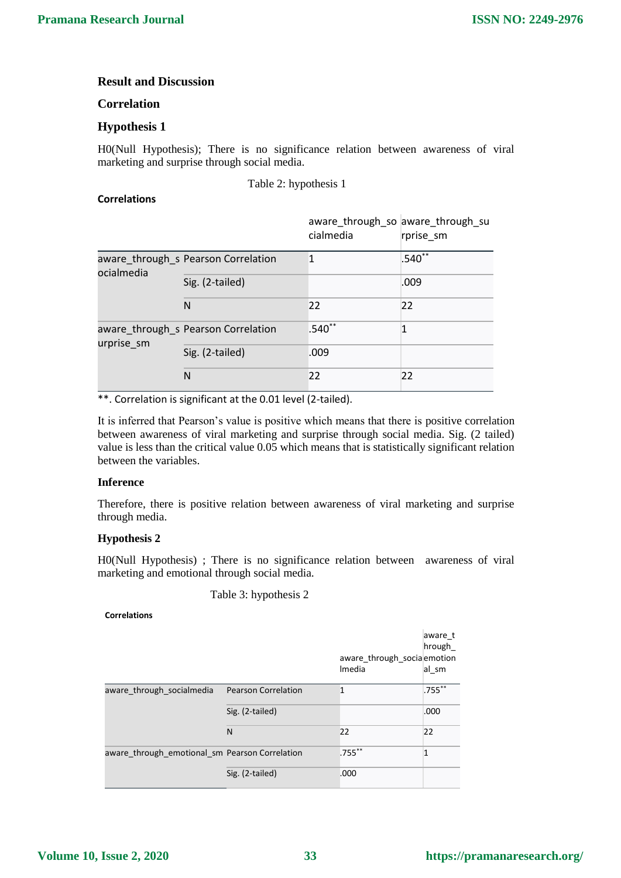## Result and Discussion

### Correlation

### Hypothesis 1

H0(Null Hypothesis); There is no significance relation between awareness of viral marketing and surprise through social media.

Table 2: hypothesis 1

**Correlations**

| | | aware_through_socialmedia | aware_through_surprise_sm |
|---|---|---|---|
| aware_through_socialmedia | Pearson Correlation | 1 | .540** |
| | Sig. (2-tailed) | | .009 |
| | N | 22 | 22 |
| aware_through_surprise_sm | Pearson Correlation | .540** | 1 |
| | Sig. (2-tailed) | .009 | |
| | N | 22 | 22 |

**. Correlation is significant at the 0.01 level (2-tailed).

It is inferred that Pearson's value is positive which means that there is positive correlation between awareness of viral marketing and surprise through social media. Sig. (2 tailed) value is less than the critical value 0.05 which means that is statistically significant relation between the variables.

### Inference

Therefore, there is positive relation between awareness of viral marketing and surprise through media.

### Hypothesis 2

H0(Null Hypothesis) ; There is no significance relation between awareness of viral marketing and emotional through social media.

Table 3: hypothesis 2

**Correlations**

| | | aware_through_socialmedia | aware_through_emotional_sm |
|---|---|---|---|
| aware_through_socialmedia | Pearson Correlation | 1 | .755** |
| | Sig. (2-tailed) | | .000 |
| | N | 22 | 22 |
| aware_through_emotional_sm | Pearson Correlation | .755** | 1 |
| | Sig. (2-tailed) | .000 | |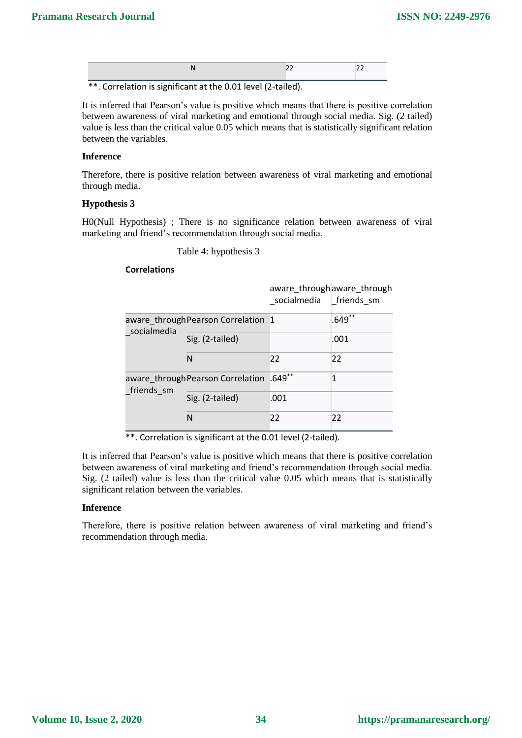| | N | 22 | 22 |
|---|---|---|---|

**. Correlation is significant at the 0.01 level (2-tailed).

It is inferred that Pearson's value is positive which means that there is positive correlation between awareness of viral marketing and emotional through social media. Sig. (2 tailed) value is less than the critical value 0.05 which means that is statistically significant relation between the variables.

**Inference**

Therefore, there is positive relation between awareness of viral marketing and emotional through media.

**Hypothesis 3**

H0(Null Hypothesis) ; There is no significance relation between awareness of viral marketing and friend's recommendation through social media.

Table 4: hypothesis 3

**Correlations**

| | | aware_through_socialmedia | aware_through_friends_sm |
|---|---|---|---|
| aware_through_socialmedia | Pearson Correlation | 1 | .649** |
| | Sig. (2-tailed) | | .001 |
| | N | 22 | 22 |
| aware_through_friends_sm | Pearson Correlation | .649** | 1 |
| | Sig. (2-tailed) | .001 | |
| | N | 22 | 22 |

**. Correlation is significant at the 0.01 level (2-tailed).

It is inferred that Pearson's value is positive which means that there is positive correlation between awareness of viral marketing and friend's recommendation through social media. Sig. (2 tailed) value is less than the critical value 0.05 which means that is statistically significant relation between the variables.

**Inference**

Therefore, there is positive relation between awareness of viral marketing and friend's recommendation through media.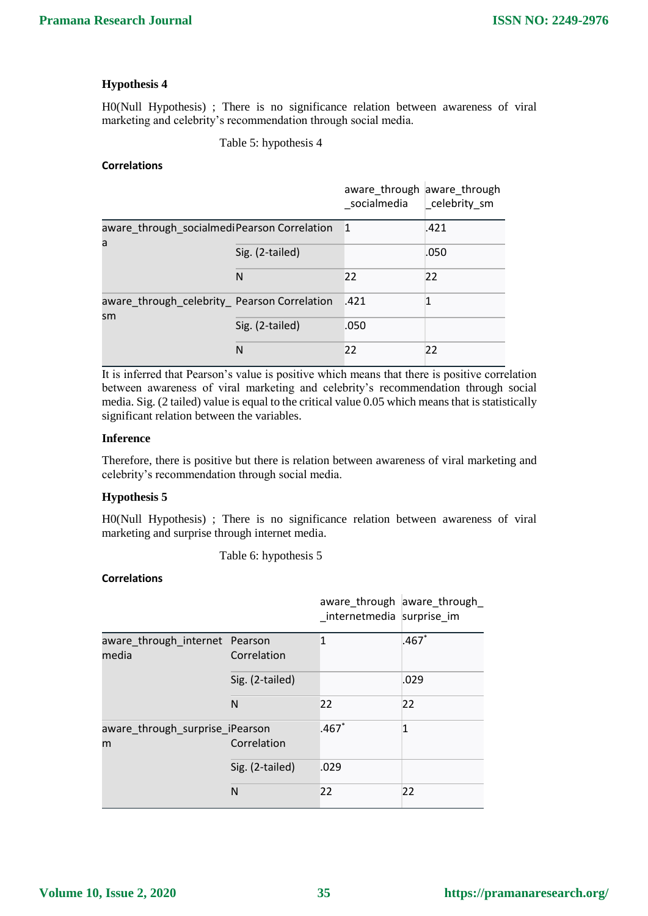### Hypothesis 4

H0(Null Hypothesis) ; There is no significance relation between awareness of viral marketing and celebrity's recommendation through social media.

Table 5: hypothesis 4

**Correlations**

| | | aware_through_socialmedia | aware_through_celebrity_sm |
|---|---|---|---|
| aware_through_socialmedia | Pearson Correlation | 1 | .421 |
| | Sig. (2-tailed) | | .050 |
| | N | 22 | 22 |
| aware_through_celebrity_sm | Pearson Correlation | .421 | 1 |
| | Sig. (2-tailed) | .050 | |
| | N | 22 | 22 |

It is inferred that Pearson's value is positive which means that there is positive correlation between awareness of viral marketing and celebrity's recommendation through social media. Sig. (2 tailed) value is equal to the critical value 0.05 which means that is statistically significant relation between the variables.

### Inference

Therefore, there is positive but there is relation between awareness of viral marketing and celebrity's recommendation through social media.

### Hypothesis 5

H0(Null Hypothesis) ; There is no significance relation between awareness of viral marketing and surprise through internet media.

Table 6: hypothesis 5

**Correlations**

| | | aware_through_internetmedia | aware_through_surprise_im |
|---|---|---|---|
| aware_through_internetmedia | Pearson Correlation | 1 | .467* |
| | Sig. (2-tailed) | | .029 |
| | N | 22 | 22 |
| aware_through_surprise_im | Pearson Correlation | .467* | 1 |
| | Sig. (2-tailed) | .029 | |
| | N | 22 | 22 |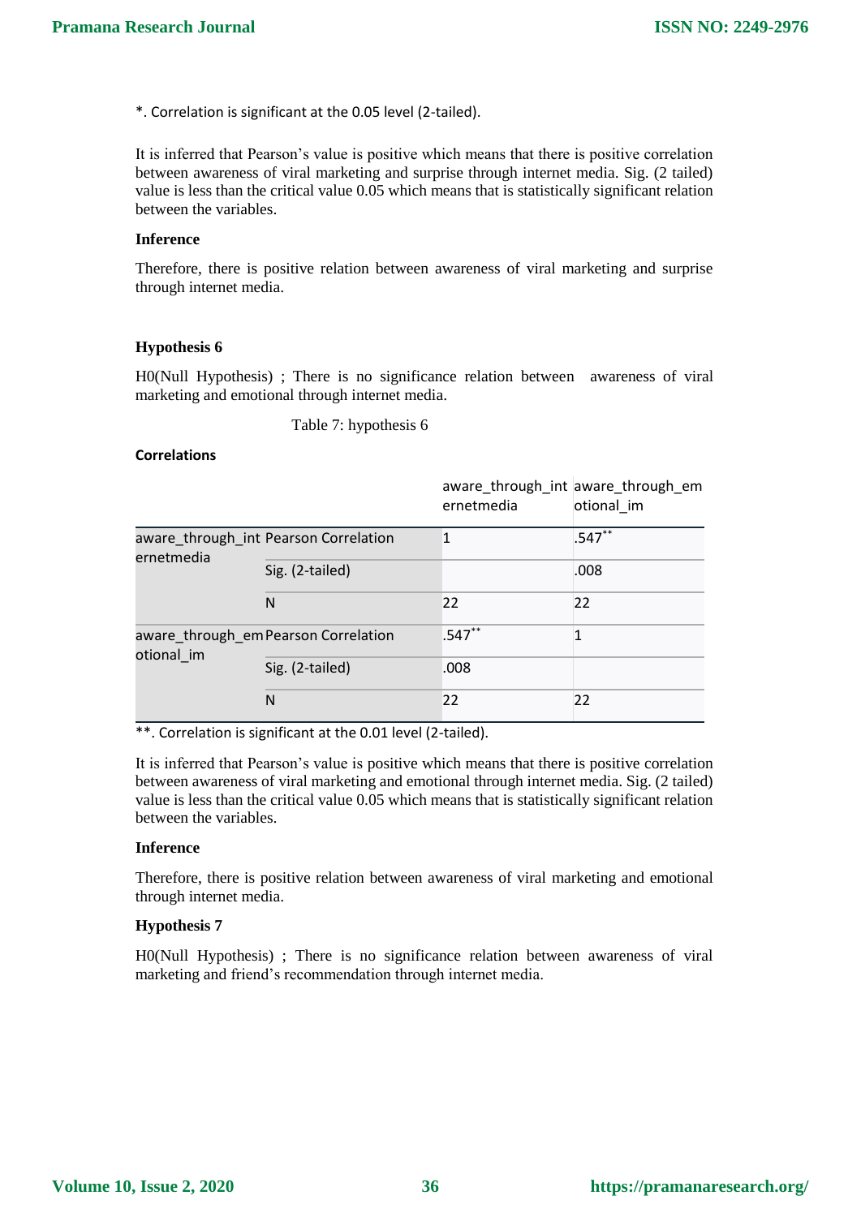*. Correlation is significant at the 0.05 level (2-tailed).

It is inferred that Pearson's value is positive which means that there is positive correlation between awareness of viral marketing and surprise through internet media. Sig. (2 tailed) value is less than the critical value 0.05 which means that is statistically significant relation between the variables.

**Inference**

Therefore, there is positive relation between awareness of viral marketing and surprise through internet media.

**Hypothesis 6**

H0(Null Hypothesis) ; There is no significance relation between awareness of viral marketing and emotional through internet media.

Table 7: hypothesis 6

**Correlations**

| | | aware_through_internetmedia | aware_through_emotional_im |
|---|---|---|---|
| aware_through_internetmedia | Pearson Correlation | 1 | .547** |
| | Sig. (2-tailed) | | .008 |
| | N | 22 | 22 |
| aware_through_emotional_im | Pearson Correlation | .547** | 1 |
| | Sig. (2-tailed) | .008 | |
| | N | 22 | 22 |

**. Correlation is significant at the 0.01 level (2-tailed).

It is inferred that Pearson's value is positive which means that there is positive correlation between awareness of viral marketing and emotional through internet media. Sig. (2 tailed) value is less than the critical value 0.05 which means that is statistically significant relation between the variables.

**Inference**

Therefore, there is positive relation between awareness of viral marketing and emotional through internet media.

**Hypothesis 7**

H0(Null Hypothesis) ; There is no significance relation between awareness of viral marketing and friend's recommendation through internet media.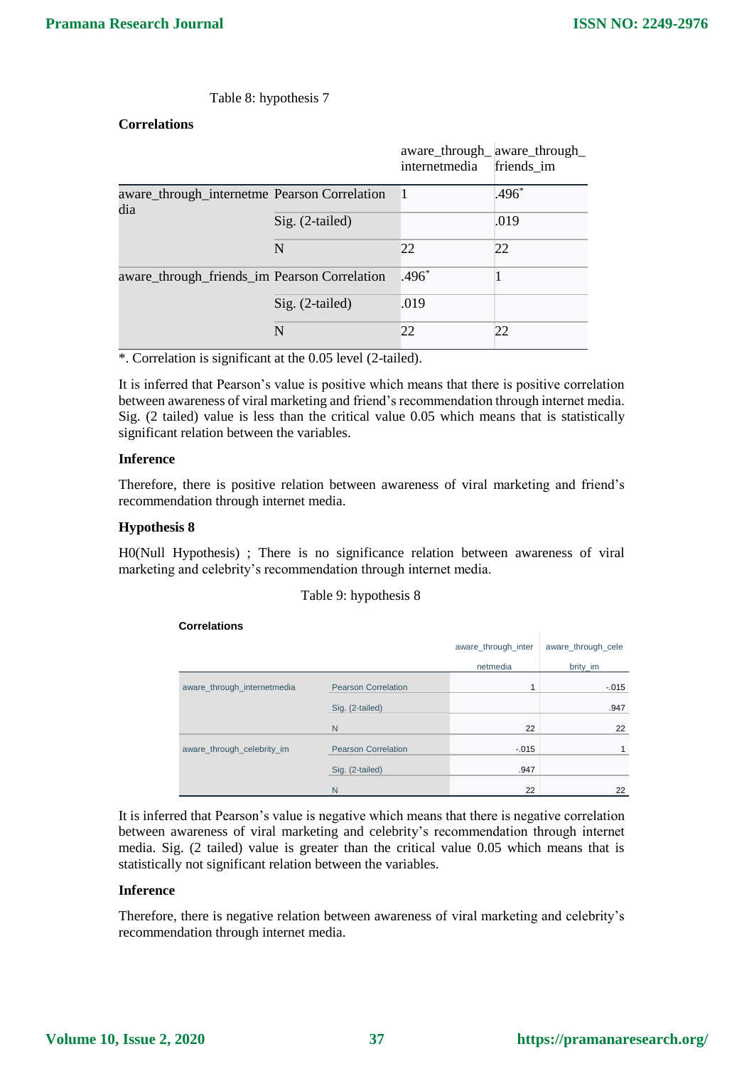Table 8: hypothesis 7

**Correlations**

| | | aware_through_internetmedia | aware_through_friends_im |
|---|---|---|---|
| aware_through_internetmedia | Pearson Correlation | 1 | .496* |
| | Sig. (2-tailed) | | .019 |
| | N | 22 | 22 |
| aware_through_friends_im | Pearson Correlation | .496* | 1 |
| | Sig. (2-tailed) | .019 | |
| | N | 22 | 22 |

*. Correlation is significant at the 0.05 level (2-tailed).

It is inferred that Pearson's value is positive which means that there is positive correlation between awareness of viral marketing and friend's recommendation through internet media. Sig. (2 tailed) value is less than the critical value 0.05 which means that is statistically significant relation between the variables.

**Inference**

Therefore, there is positive relation between awareness of viral marketing and friend's recommendation through internet media.

**Hypothesis 8**

H0(Null Hypothesis) ; There is no significance relation between awareness of viral marketing and celebrity's recommendation through internet media.

Table 9: hypothesis 8

**Correlations**

| | | aware_through_internetmedia | aware_through_celebrity_im |
|---|---|---|---|
| aware_through_internetmedia | Pearson Correlation | 1 | -.015 |
| | Sig. (2-tailed) | | .947 |
| | N | 22 | 22 |
| aware_through_celebrity_im | Pearson Correlation | -.015 | 1 |
| | Sig. (2-tailed) | .947 | |
| | N | 22 | 22 |

It is inferred that Pearson's value is negative which means that there is negative correlation between awareness of viral marketing and celebrity's recommendation through internet media. Sig. (2 tailed) value is greater than the critical value 0.05 which means that is statistically not significant relation between the variables.

**Inference**

Therefore, there is negative relation between awareness of viral marketing and celebrity's recommendation through internet media.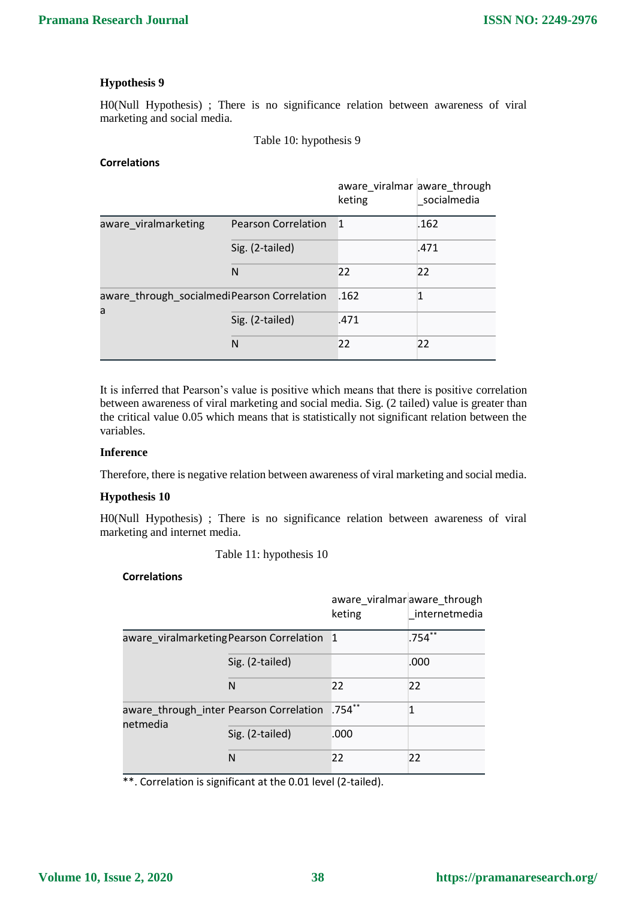### Hypothesis 9

H0(Null Hypothesis) ; There is no significance relation between awareness of viral marketing and social media.

Table 10: hypothesis 9

**Correlations**

| | | aware_viralmarketing | aware_through_socialmedia |
|---|---|---|---|
| aware_viralmarketing | Pearson Correlation | 1 | .162 |
| | Sig. (2-tailed) | | .471 |
| | N | 22 | 22 |
| aware_through_socialmedia | Pearson Correlation | .162 | 1 |
| | Sig. (2-tailed) | .471 | |
| | N | 22 | 22 |

It is inferred that Pearson's value is positive which means that there is positive correlation between awareness of viral marketing and social media. Sig. (2 tailed) value is greater than the critical value 0.05 which means that is statistically not significant relation between the variables.

### Inference

Therefore, there is negative relation between awareness of viral marketing and social media.

### Hypothesis 10

H0(Null Hypothesis) ; There is no significance relation between awareness of viral marketing and internet media.

Table 11: hypothesis 10

**Correlations**

| | | aware_viralmarketing | aware_through_internetmedia |
|---|---|---|---|
| aware_viralmarketing | Pearson Correlation | 1 | .754** |
| | Sig. (2-tailed) | | .000 |
| | N | 22 | 22 |
| aware_through_internetmedia | Pearson Correlation | .754** | 1 |
| | Sig. (2-tailed) | .000 | |
| | N | 22 | 22 |

**. Correlation is significant at the 0.01 level (2-tailed).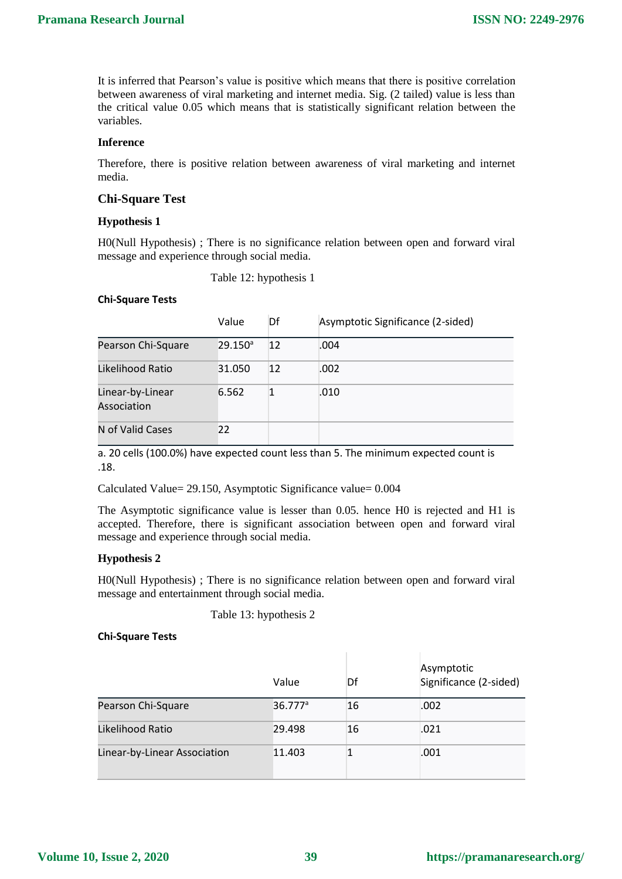It is inferred that Pearson's value is positive which means that there is positive correlation between awareness of viral marketing and internet media. Sig. (2 tailed) value is less than the critical value 0.05 which means that is statistically significant relation between the variables.

**Inference**

Therefore, there is positive relation between awareness of viral marketing and internet media.

## Chi-Square Test

**Hypothesis 1**

H0(Null Hypothesis) ; There is no significance relation between open and forward viral message and experience through social media.

Table 12: hypothesis 1

**Chi-Square Tests**

| | Value | Df | Asymptotic Significance (2-sided) |
|---|---|---|---|
| Pearson Chi-Square | 29.150[a] | 12 | .004 |
| Likelihood Ratio | 31.050 | 12 | .002 |
| Linear-by-Linear Association | 6.562 | 1 | .010 |
| N of Valid Cases | 22 | | |

a. 20 cells (100.0%) have expected count less than 5. The minimum expected count is .18.

Calculated Value= 29.150, Asymptotic Significance value= 0.004

The Asymptotic significance value is lesser than 0.05. hence H0 is rejected and H1 is accepted. Therefore, there is significant association between open and forward viral message and experience through social media.

**Hypothesis 2**

H0(Null Hypothesis) ; There is no significance relation between open and forward viral message and entertainment through social media.

Table 13: hypothesis 2

**Chi-Square Tests**

| | Value | Df | Asymptotic Significance (2-sided) |
|---|---|---|---|
| Pearson Chi-Square | 36.777[a] | 16 | .002 |
| Likelihood Ratio | 29.498 | 16 | .021 |
| Linear-by-Linear Association | 11.403 | 1 | .001 |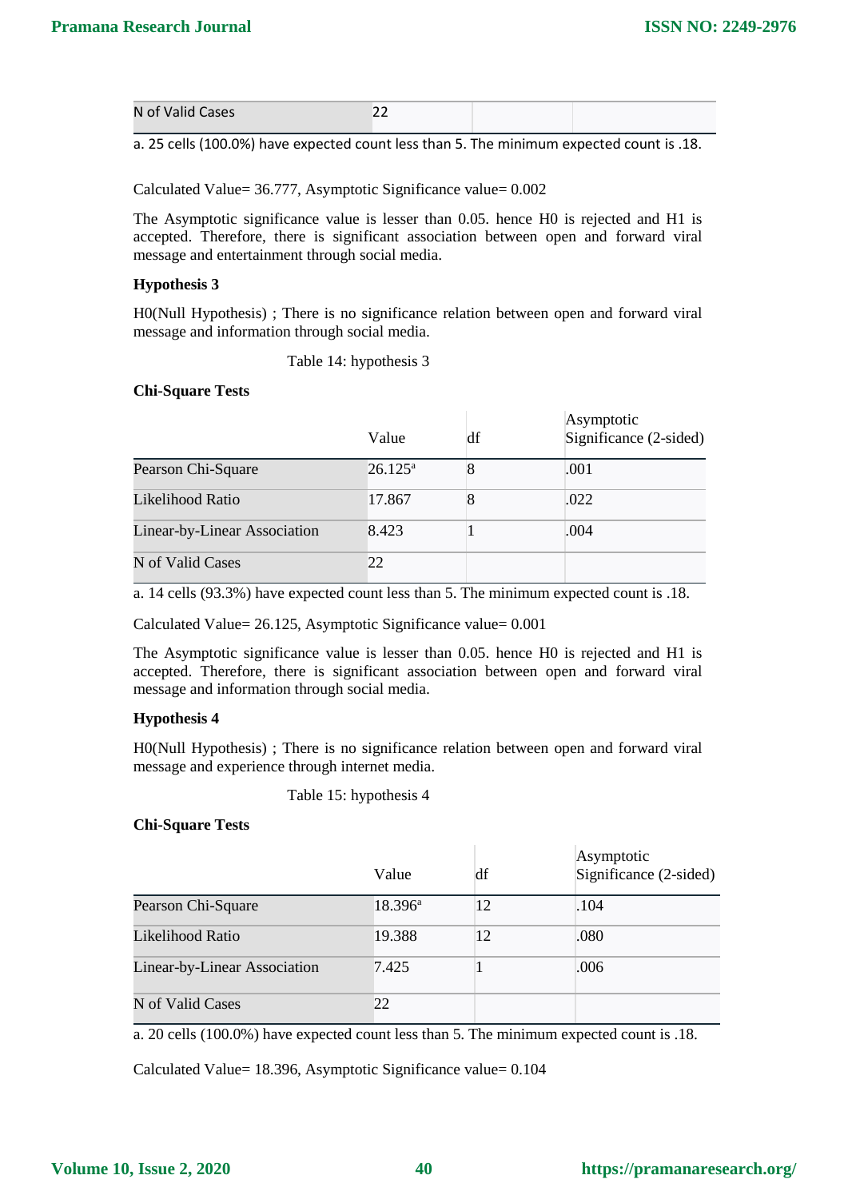| N of Valid Cases | 22 | | |
|---|---|---|---|

a. 25 cells (100.0%) have expected count less than 5. The minimum expected count is .18.

Calculated Value= 36.777, Asymptotic Significance value= 0.002

The Asymptotic significance value is lesser than 0.05. hence H0 is rejected and H1 is accepted. Therefore, there is significant association between open and forward viral message and entertainment through social media.

**Hypothesis 3**

H0(Null Hypothesis) ; There is no significance relation between open and forward viral message and information through social media.

Table 14: hypothesis 3

**Chi-Square Tests**

| | Value | df | Asymptotic Significance (2-sided) |
|---|---|---|---|
| Pearson Chi-Square | 26.125[a] | 8 | .001 |
| Likelihood Ratio | 17.867 | 8 | .022 |
| Linear-by-Linear Association | 8.423 | 1 | .004 |
| N of Valid Cases | 22 | | |

a. 14 cells (93.3%) have expected count less than 5. The minimum expected count is .18.

Calculated Value= 26.125, Asymptotic Significance value= 0.001

The Asymptotic significance value is lesser than 0.05. hence H0 is rejected and H1 is accepted. Therefore, there is significant association between open and forward viral message and information through social media.

**Hypothesis 4**

H0(Null Hypothesis) ; There is no significance relation between open and forward viral message and experience through internet media.

Table 15: hypothesis 4

**Chi-Square Tests**

| | Value | df | Asymptotic Significance (2-sided) |
|---|---|---|---|
| Pearson Chi-Square | 18.396[a] | 12 | .104 |
| Likelihood Ratio | 19.388 | 12 | .080 |
| Linear-by-Linear Association | 7.425 | 1 | .006 |
| N of Valid Cases | 22 | | |

a. 20 cells (100.0%) have expected count less than 5. The minimum expected count is .18.

Calculated Value= 18.396, Asymptotic Significance value= 0.104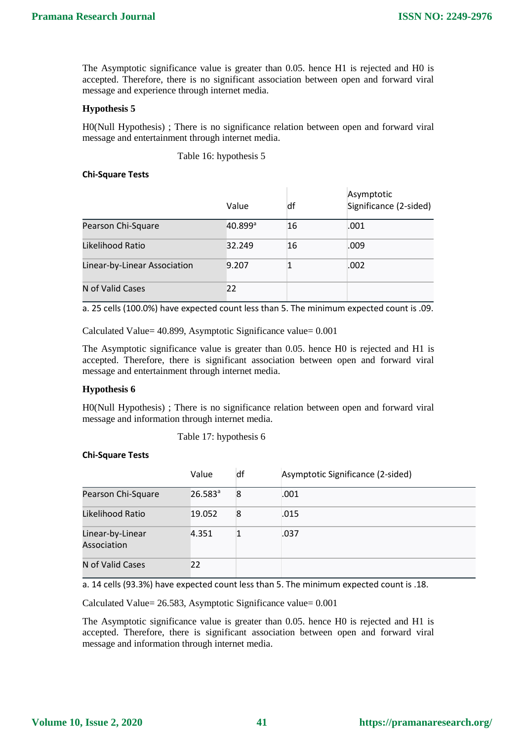The Asymptotic significance value is greater than 0.05. hence H1 is rejected and H0 is accepted. Therefore, there is no significant association between open and forward viral message and experience through internet media.

**Hypothesis 5**

H0(Null Hypothesis) ; There is no significance relation between open and forward viral message and entertainment through internet media.

Table 16: hypothesis 5

**Chi-Square Tests**

| | Value | df | Asymptotic Significance (2-sided) |
|---|---|---|---|
| Pearson Chi-Square | 40.899[a] | 16 | .001 |
| Likelihood Ratio | 32.249 | 16 | .009 |
| Linear-by-Linear Association | 9.207 | 1 | .002 |
| N of Valid Cases | 22 | | |

a. 25 cells (100.0%) have expected count less than 5. The minimum expected count is .09.

Calculated Value= 40.899, Asymptotic Significance value= 0.001

The Asymptotic significance value is greater than 0.05. hence H0 is rejected and H1 is accepted. Therefore, there is significant association between open and forward viral message and entertainment through internet media.

**Hypothesis 6**

H0(Null Hypothesis) ; There is no significance relation between open and forward viral message and information through internet media.

Table 17: hypothesis 6

**Chi-Square Tests**

| | Value | df | Asymptotic Significance (2-sided) |
|---|---|---|---|
| Pearson Chi-Square | 26.583[a] | 8 | .001 |
| Likelihood Ratio | 19.052 | 8 | .015 |
| Linear-by-Linear Association | 4.351 | 1 | .037 |
| N of Valid Cases | 22 | | |

a. 14 cells (93.3%) have expected count less than 5. The minimum expected count is .18.

Calculated Value= 26.583, Asymptotic Significance value= 0.001

The Asymptotic significance value is greater than 0.05. hence H0 is rejected and H1 is accepted. Therefore, there is significant association between open and forward viral message and information through internet media.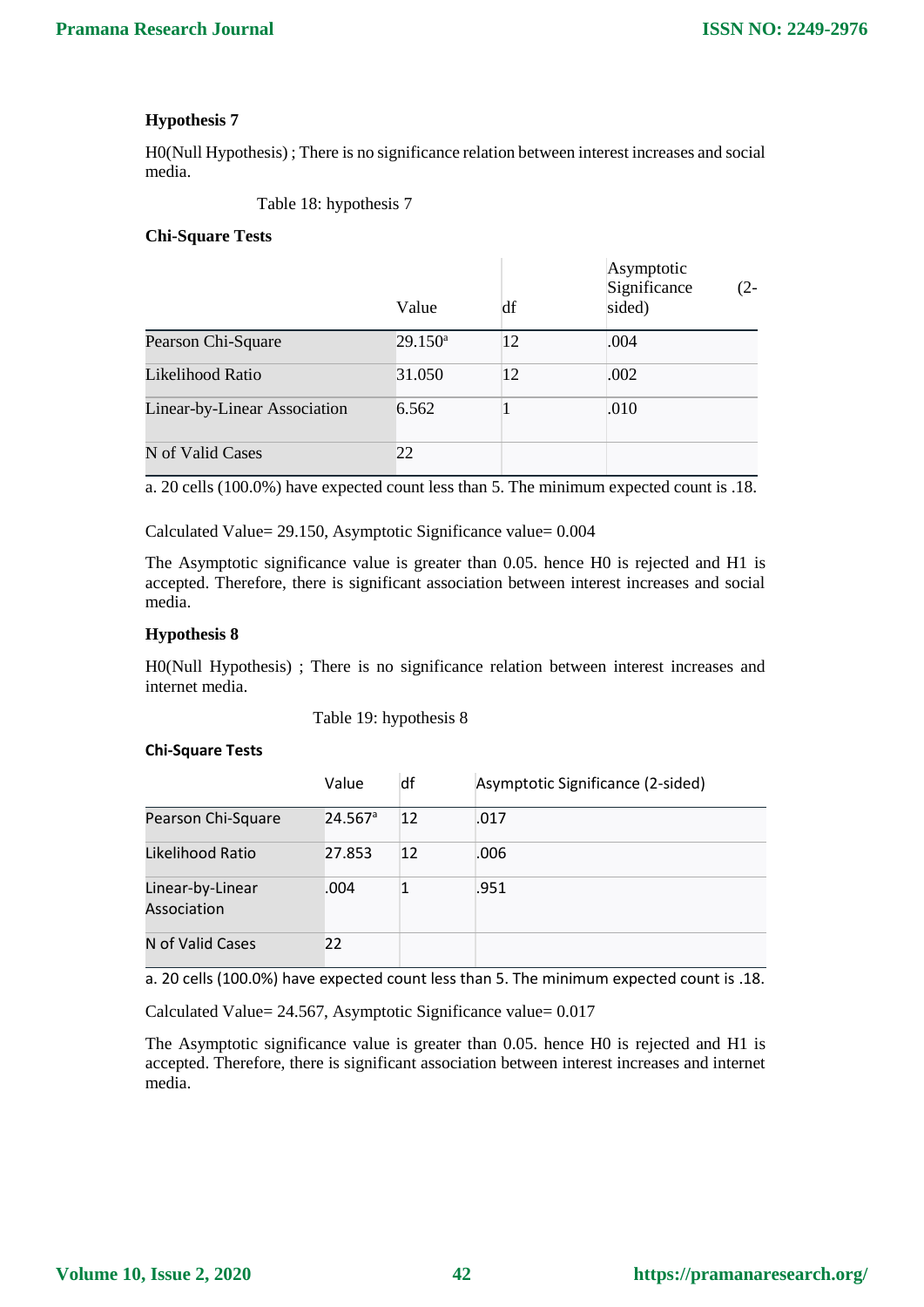### Hypothesis 7

H0(Null Hypothesis) ; There is no significance relation between interest increases and social media.

Table 18: hypothesis 7

**Chi-Square Tests**

| | Value | df | Asymptotic Significance (2-sided) |
|---|---|---|---|
| Pearson Chi-Square | 29.150[a] | 12 | .004 |
| Likelihood Ratio | 31.050 | 12 | .002 |
| Linear-by-Linear Association | 6.562 | 1 | .010 |
| N of Valid Cases | 22 | | |

a. 20 cells (100.0%) have expected count less than 5. The minimum expected count is .18.

Calculated Value= 29.150, Asymptotic Significance value= 0.004

The Asymptotic significance value is greater than 0.05. hence H0 is rejected and H1 is accepted. Therefore, there is significant association between interest increases and social media.

### Hypothesis 8

H0(Null Hypothesis) ; There is no significance relation between interest increases and internet media.

Table 19: hypothesis 8

**Chi-Square Tests**

| | Value | df | Asymptotic Significance (2-sided) |
|---|---|---|---|
| Pearson Chi-Square | 24.567[a] | 12 | .017 |
| Likelihood Ratio | 27.853 | 12 | .006 |
| Linear-by-Linear Association | .004 | 1 | .951 |
| N of Valid Cases | 22 | | |

a. 20 cells (100.0%) have expected count less than 5. The minimum expected count is .18.

Calculated Value= 24.567, Asymptotic Significance value= 0.017

The Asymptotic significance value is greater than 0.05. hence H0 is rejected and H1 is accepted. Therefore, there is significant association between interest increases and internet media.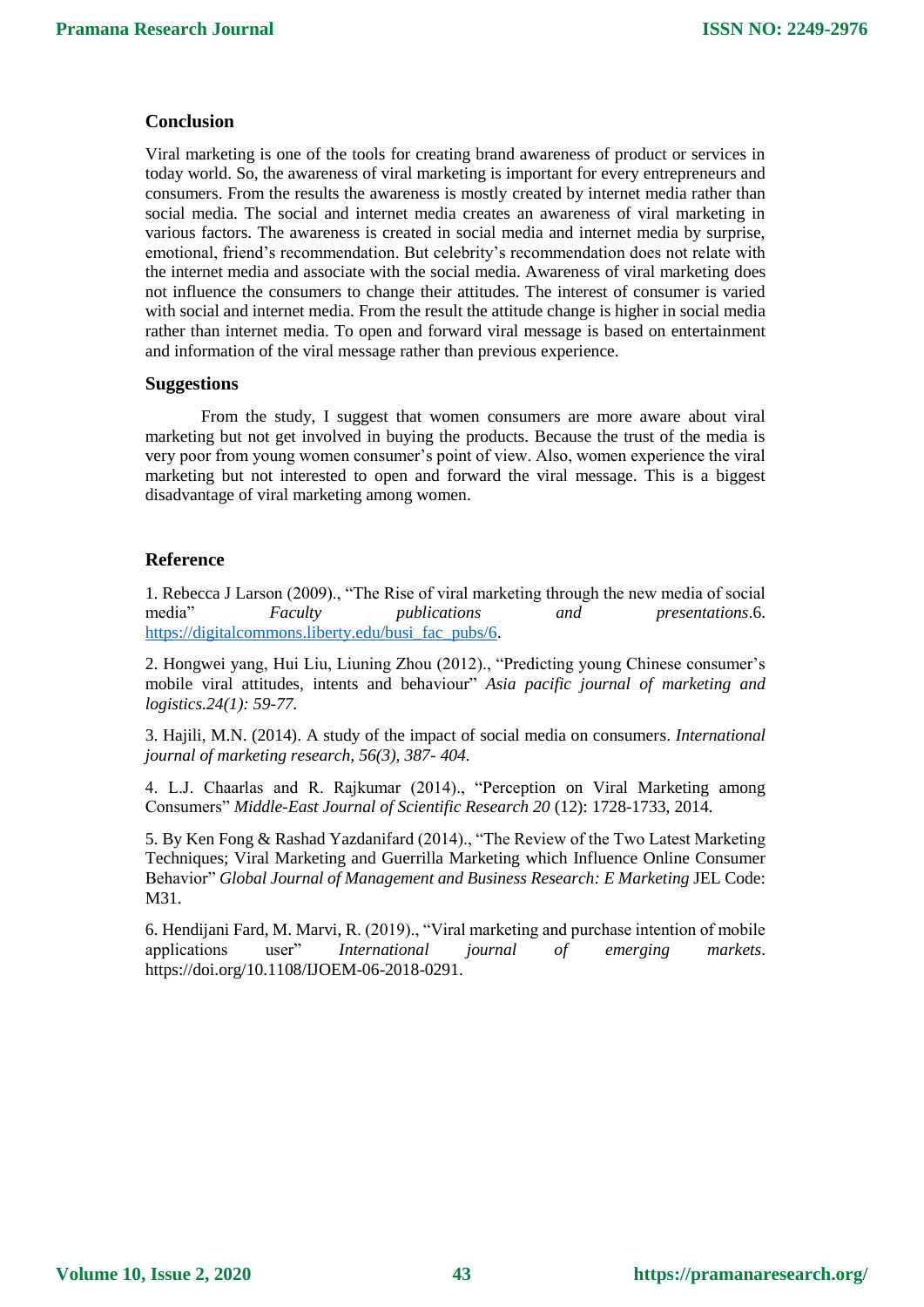## Conclusion

Viral marketing is one of the tools for creating brand awareness of product or services in today world. So, the awareness of viral marketing is important for every entrepreneurs and consumers. From the results the awareness is mostly created by internet media rather than social media. The social and internet media creates an awareness of viral marketing in various factors. The awareness is created in social media and internet media by surprise, emotional, friend's recommendation. But celebrity's recommendation does not relate with the internet media and associate with the social media. Awareness of viral marketing does not influence the consumers to change their attitudes. The interest of consumer is varied with social and internet media. From the result the attitude change is higher in social media rather than internet media. To open and forward viral message is based on entertainment and information of the viral message rather than previous experience.

## Suggestions

From the study, I suggest that women consumers are more aware about viral marketing but not get involved in buying the products. Because the trust of the media is very poor from young women consumer's point of view. Also, women experience the viral marketing but not interested to open and forward the viral message. This is a biggest disadvantage of viral marketing among women.

## Reference

1. Rebecca J Larson (2009)., "The Rise of viral marketing through the new media of social media" *Faculty publications and presentations*.6. https://digitalcommons.liberty.edu/busi_fac_pubs/6.

2. Hongwei yang, Hui Liu, Liuning Zhou (2012)., "Predicting young Chinese consumer's mobile viral attitudes, intents and behaviour" *Asia pacific journal of marketing and logistics.24(1): 59-77.*

3. Hajili, M.N. (2014). A study of the impact of social media on consumers. *International journal of marketing research, 56(3), 387- 404.*

4. L.J. Chaarlas and R. Rajkumar (2014)., "Perception on Viral Marketing among Consumers" *Middle-East Journal of Scientific Research 20* (12): 1728-1733, 2014.

5. By Ken Fong & Rashad Yazdanifard (2014)., "The Review of the Two Latest Marketing Techniques; Viral Marketing and Guerrilla Marketing which Influence Online Consumer Behavior" *Global Journal of Management and Business Research: E Marketing* JEL Code: M31.

6. Hendijani Fard, M. Marvi, R. (2019)., "Viral marketing and purchase intention of mobile applications user" *International journal of emerging markets*. https://doi.org/10.1108/IJOEM-06-2018-0291.